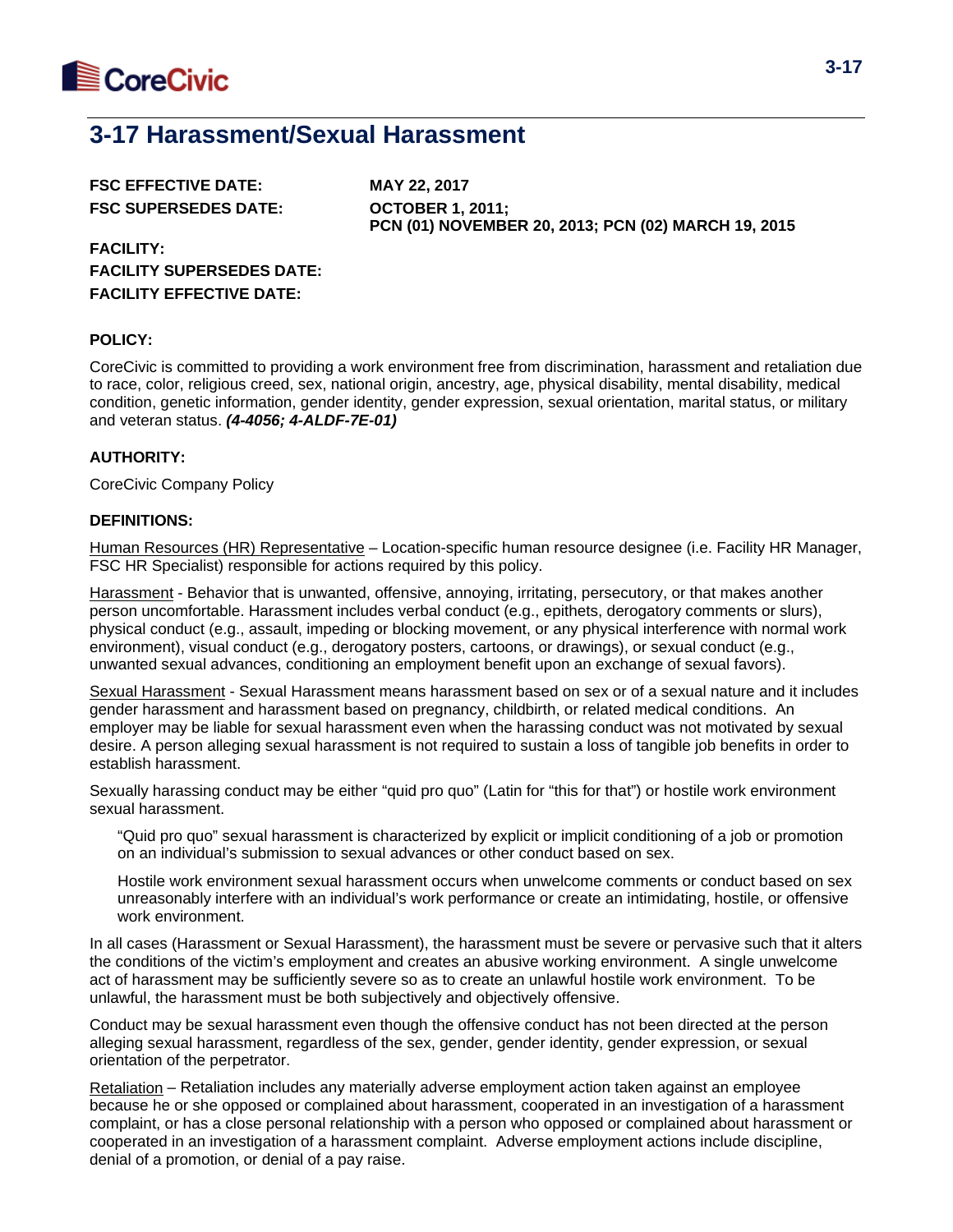# 3-17 Harassment/Sexual Harassment

| | |
|---|---|
| **FSC EFFECTIVE DATE:** | **MAY 22, 2017** |
| **FSC SUPERSEDES DATE:** | **OCTOBER 1, 2011; PCN (01) NOVEMBER 20, 2013; PCN (02) MARCH 19, 2015** |

**FACILITY:**

**FACILITY SUPERSEDES DATE:**

**FACILITY EFFECTIVE DATE:**

**POLICY:**

CoreCivic is committed to providing a work environment free from discrimination, harassment and retaliation due to race, color, religious creed, sex, national origin, ancestry, age, physical disability, mental disability, medical condition, genetic information, gender identity, gender expression, sexual orientation, marital status, or military and veteran status. ***(4-4056; 4-ALDF-7E-01)***

**AUTHORITY:**

CoreCivic Company Policy

**DEFINITIONS:**

Human Resources (HR) Representative – Location-specific human resource designee (i.e. Facility HR Manager, FSC HR Specialist) responsible for actions required by this policy.

Harassment - Behavior that is unwanted, offensive, annoying, irritating, persecutory, or that makes another person uncomfortable. Harassment includes verbal conduct (e.g., epithets, derogatory comments or slurs), physical conduct (e.g., assault, impeding or blocking movement, or any physical interference with normal work environment), visual conduct (e.g., derogatory posters, cartoons, or drawings), or sexual conduct (e.g., unwanted sexual advances, conditioning an employment benefit upon an exchange of sexual favors).

Sexual Harassment - Sexual Harassment means harassment based on sex or of a sexual nature and it includes gender harassment and harassment based on pregnancy, childbirth, or related medical conditions. An employer may be liable for sexual harassment even when the harassing conduct was not motivated by sexual desire. A person alleging sexual harassment is not required to sustain a loss of tangible job benefits in order to establish harassment.

Sexually harassing conduct may be either "quid pro quo" (Latin for "this for that") or hostile work environment sexual harassment.

> "Quid pro quo" sexual harassment is characterized by explicit or implicit conditioning of a job or promotion on an individual's submission to sexual advances or other conduct based on sex.
>
> Hostile work environment sexual harassment occurs when unwelcome comments or conduct based on sex unreasonably interfere with an individual's work performance or create an intimidating, hostile, or offensive work environment.

In all cases (Harassment or Sexual Harassment), the harassment must be severe or pervasive such that it alters the conditions of the victim's employment and creates an abusive working environment. A single unwelcome act of harassment may be sufficiently severe so as to create an unlawful hostile work environment. To be unlawful, the harassment must be both subjectively and objectively offensive.

Conduct may be sexual harassment even though the offensive conduct has not been directed at the person alleging sexual harassment, regardless of the sex, gender, gender identity, gender expression, or sexual orientation of the perpetrator.

Retaliation – Retaliation includes any materially adverse employment action taken against an employee because he or she opposed or complained about harassment, cooperated in an investigation of a harassment complaint, or has a close personal relationship with a person who opposed or complained about harassment or cooperated in an investigation of a harassment complaint. Adverse employment actions include discipline, denial of a promotion, or denial of a pay raise.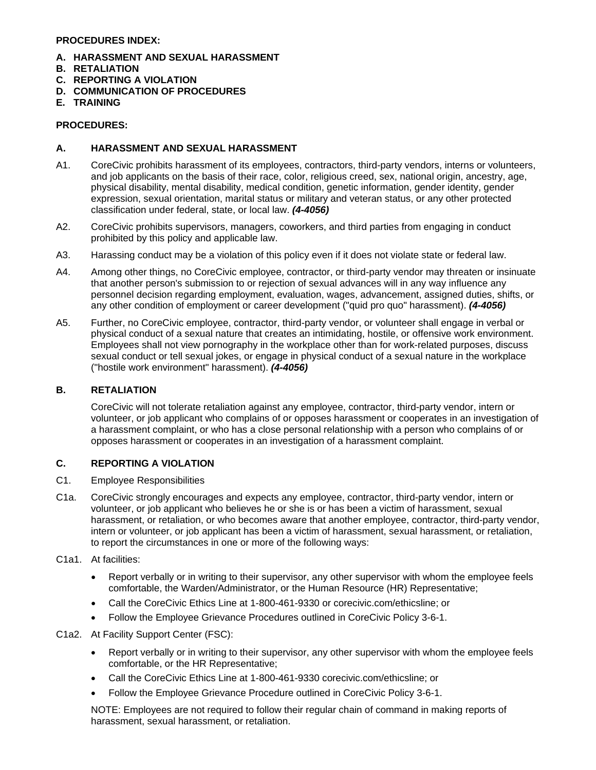**PROCEDURES INDEX:**

**A. HARASSMENT AND SEXUAL HARASSMENT**
**B. RETALIATION**
**C. REPORTING A VIOLATION**
**D. COMMUNICATION OF PROCEDURES**
**E. TRAINING**

**PROCEDURES:**

## A. HARASSMENT AND SEXUAL HARASSMENT

A1. CoreCivic prohibits harassment of its employees, contractors, third-party vendors, interns or volunteers, and job applicants on the basis of their race, color, religious creed, sex, national origin, ancestry, age, physical disability, mental disability, medical condition, genetic information, gender identity, gender expression, sexual orientation, marital status or military and veteran status, or any other protected classification under federal, state, or local law. ***(4-4056)***

A2. CoreCivic prohibits supervisors, managers, coworkers, and third parties from engaging in conduct prohibited by this policy and applicable law.

A3. Harassing conduct may be a violation of this policy even if it does not violate state or federal law.

A4. Among other things, no CoreCivic employee, contractor, or third-party vendor may threaten or insinuate that another person's submission to or rejection of sexual advances will in any way influence any personnel decision regarding employment, evaluation, wages, advancement, assigned duties, shifts, or any other condition of employment or career development ("quid pro quo" harassment). ***(4-4056)***

A5. Further, no CoreCivic employee, contractor, third-party vendor, or volunteer shall engage in verbal or physical conduct of a sexual nature that creates an intimidating, hostile, or offensive work environment. Employees shall not view pornography in the workplace other than for work-related purposes, discuss sexual conduct or tell sexual jokes, or engage in physical conduct of a sexual nature in the workplace ("hostile work environment" harassment). ***(4-4056)***

## B. RETALIATION

CoreCivic will not tolerate retaliation against any employee, contractor, third-party vendor, intern or volunteer, or job applicant who complains of or opposes harassment or cooperates in an investigation of a harassment complaint, or who has a close personal relationship with a person who complains of or opposes harassment or cooperates in an investigation of a harassment complaint.

## C. REPORTING A VIOLATION

C1. Employee Responsibilities

C1a. CoreCivic strongly encourages and expects any employee, contractor, third-party vendor, intern or volunteer, or job applicant who believes he or she is or has been a victim of harassment, sexual harassment, or retaliation, or who becomes aware that another employee, contractor, third-party vendor, intern or volunteer, or job applicant has been a victim of harassment, sexual harassment, or retaliation, to report the circumstances in one or more of the following ways:

C1a1. At facilities:

- Report verbally or in writing to their supervisor, any other supervisor with whom the employee feels comfortable, the Warden/Administrator, or the Human Resource (HR) Representative;
- Call the CoreCivic Ethics Line at 1-800-461-9330 or corecivic.com/ethicsline; or
- Follow the Employee Grievance Procedures outlined in CoreCivic Policy 3-6-1.

C1a2. At Facility Support Center (FSC):

- Report verbally or in writing to their supervisor, any other supervisor with whom the employee feels comfortable, or the HR Representative;
- Call the CoreCivic Ethics Line at 1-800-461-9330 corecivic.com/ethicsline; or
- Follow the Employee Grievance Procedure outlined in CoreCivic Policy 3-6-1.

NOTE: Employees are not required to follow their regular chain of command in making reports of harassment, sexual harassment, or retaliation.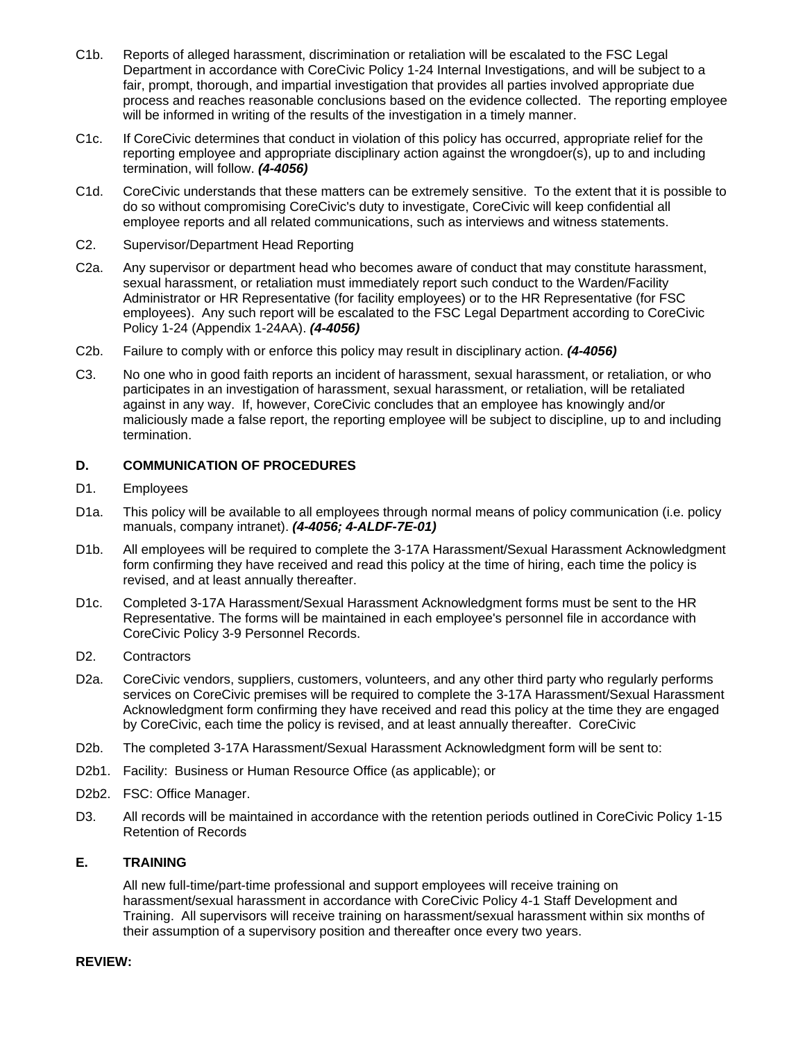C1b. Reports of alleged harassment, discrimination or retaliation will be escalated to the FSC Legal Department in accordance with CoreCivic Policy 1-24 Internal Investigations, and will be subject to a fair, prompt, thorough, and impartial investigation that provides all parties involved appropriate due process and reaches reasonable conclusions based on the evidence collected. The reporting employee will be informed in writing of the results of the investigation in a timely manner.

C1c. If CoreCivic determines that conduct in violation of this policy has occurred, appropriate relief for the reporting employee and appropriate disciplinary action against the wrongdoer(s), up to and including termination, will follow. ***(4-4056)***

C1d. CoreCivic understands that these matters can be extremely sensitive. To the extent that it is possible to do so without compromising CoreCivic's duty to investigate, CoreCivic will keep confidential all employee reports and all related communications, such as interviews and witness statements.

C2. Supervisor/Department Head Reporting

C2a. Any supervisor or department head who becomes aware of conduct that may constitute harassment, sexual harassment, or retaliation must immediately report such conduct to the Warden/Facility Administrator or HR Representative (for facility employees) or to the HR Representative (for FSC employees). Any such report will be escalated to the FSC Legal Department according to CoreCivic Policy 1-24 (Appendix 1-24AA). ***(4-4056)***

C2b. Failure to comply with or enforce this policy may result in disciplinary action. ***(4-4056)***

C3. No one who in good faith reports an incident of harassment, sexual harassment, or retaliation, or who participates in an investigation of harassment, sexual harassment, or retaliation, will be retaliated against in any way. If, however, CoreCivic concludes that an employee has knowingly and/or maliciously made a false report, the reporting employee will be subject to discipline, up to and including termination.

## D. COMMUNICATION OF PROCEDURES

D1. Employees

D1a. This policy will be available to all employees through normal means of policy communication (i.e. policy manuals, company intranet). ***(4-4056; 4-ALDF-7E-01)***

D1b. All employees will be required to complete the 3-17A Harassment/Sexual Harassment Acknowledgment form confirming they have received and read this policy at the time of hiring, each time the policy is revised, and at least annually thereafter.

D1c. Completed 3-17A Harassment/Sexual Harassment Acknowledgment forms must be sent to the HR Representative. The forms will be maintained in each employee's personnel file in accordance with CoreCivic Policy 3-9 Personnel Records.

D2. Contractors

D2a. CoreCivic vendors, suppliers, customers, volunteers, and any other third party who regularly performs services on CoreCivic premises will be required to complete the 3-17A Harassment/Sexual Harassment Acknowledgment form confirming they have received and read this policy at the time they are engaged by CoreCivic, each time the policy is revised, and at least annually thereafter. CoreCivic

D2b. The completed 3-17A Harassment/Sexual Harassment Acknowledgment form will be sent to:

D2b1. Facility: Business or Human Resource Office (as applicable); or

D2b2. FSC: Office Manager.

D3. All records will be maintained in accordance with the retention periods outlined in CoreCivic Policy 1-15 Retention of Records

## E. TRAINING

All new full-time/part-time professional and support employees will receive training on harassment/sexual harassment in accordance with CoreCivic Policy 4-1 Staff Development and Training. All supervisors will receive training on harassment/sexual harassment within six months of their assumption of a supervisory position and thereafter once every two years.

**REVIEW:**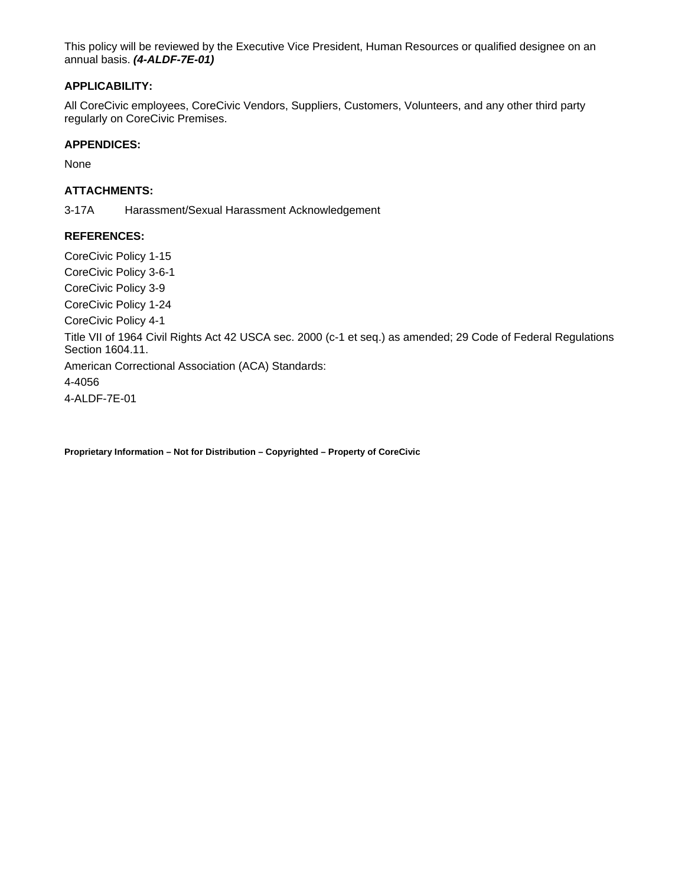This policy will be reviewed by the Executive Vice President, Human Resources or qualified designee on an annual basis. ***(4-ALDF-7E-01)***

**APPLICABILITY:**

All CoreCivic employees, CoreCivic Vendors, Suppliers, Customers, Volunteers, and any other third party regularly on CoreCivic Premises.

**APPENDICES:**

None

**ATTACHMENTS:**

3-17A Harassment/Sexual Harassment Acknowledgement

**REFERENCES:**

CoreCivic Policy 1-15

CoreCivic Policy 3-6-1

CoreCivic Policy 3-9

CoreCivic Policy 1-24

CoreCivic Policy 4-1

Title VII of 1964 Civil Rights Act 42 USCA sec. 2000 (c-1 et seq.) as amended; 29 Code of Federal Regulations Section 1604.11.

American Correctional Association (ACA) Standards:

4-4056

4-ALDF-7E-01

**Proprietary Information – Not for Distribution – Copyrighted – Property of CoreCivic**